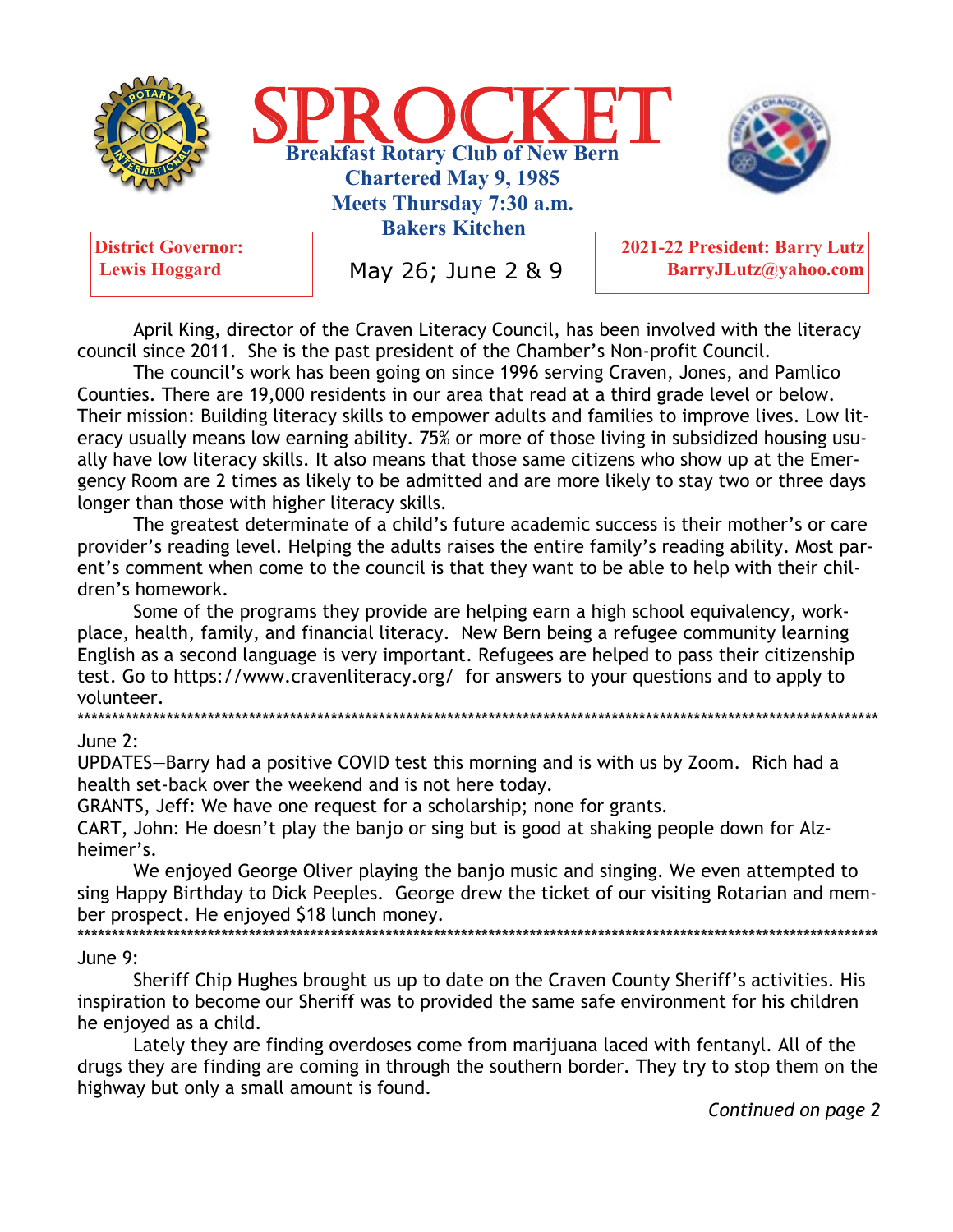# SPROCKET

**Breakfast Rotary Club of New Bern**
**Chartered May 9, 1985**
**Meets Thursday 7:30 a.m.**
**Bakers Kitchen**

**District Governor: Lewis Hoggard**

May 26; June 2 & 9

**2021-22 President: Barry Lutz**
**BarryJLutz@yahoo.com**

April King, director of the Craven Literacy Council, has been involved with the literacy council since 2011. She is the past president of the Chamber's Non-profit Council.

The council's work has been going on since 1996 serving Craven, Jones, and Pamlico Counties. There are 19,000 residents in our area that read at a third grade level or below. Their mission: Building literacy skills to empower adults and families to improve lives. Low literacy usually means low earning ability. 75% or more of those living in subsidized housing usually have low literacy skills. It also means that those same citizens who show up at the Emergency Room are 2 times as likely to be admitted and are more likely to stay two or three days longer than those with higher literacy skills.

The greatest determinate of a child's future academic success is their mother's or care provider's reading level. Helping the adults raises the entire family's reading ability. Most parent's comment when come to the council is that they want to be able to help with their children's homework.

Some of the programs they provide are helping earn a high school equivalency, workplace, health, family, and financial literacy. New Bern being a refugee community learning English as a second language is very important. Refugees are helped to pass their citizenship test. Go to https://www.cravenliteracy.org/ for answers to your questions and to apply to volunteer.

\*\*\*\*\*\*\*\*\*\*\*\*\*\*\*\*\*\*\*\*\*\*\*\*\*\*\*\*\*\*\*\*\*\*\*\*\*\*\*\*\*\*\*\*\*\*\*\*\*\*\*\*\*\*\*\*\*\*\*\*\*\*\*\*\*\*\*\*\*\*\*\*

June 2:

UPDATES—Barry had a positive COVID test this morning and is with us by Zoom. Rich had a health set-back over the weekend and is not here today.

GRANTS, Jeff: We have one request for a scholarship; none for grants.

CART, John: He doesn't play the banjo or sing but is good at shaking people down for Alzheimer's.

We enjoyed George Oliver playing the banjo music and singing. We even attempted to sing Happy Birthday to Dick Peeples. George drew the ticket of our visiting Rotarian and member prospect. He enjoyed $18 lunch money.

\*\*\*\*\*\*\*\*\*\*\*\*\*\*\*\*\*\*\*\*\*\*\*\*\*\*\*\*\*\*\*\*\*\*\*\*\*\*\*\*\*\*\*\*\*\*\*\*\*\*\*\*\*\*\*\*\*\*\*\*\*\*\*\*\*\*\*\*\*\*\*\*

June 9:

Sheriff Chip Hughes brought us up to date on the Craven County Sheriff's activities. His inspiration to become our Sheriff was to provided the same safe environment for his children he enjoyed as a child.

Lately they are finding overdoses come from marijuana laced with fentanyl. All of the drugs they are finding are coming in through the southern border. They try to stop them on the highway but only a small amount is found.

*Continued on page 2*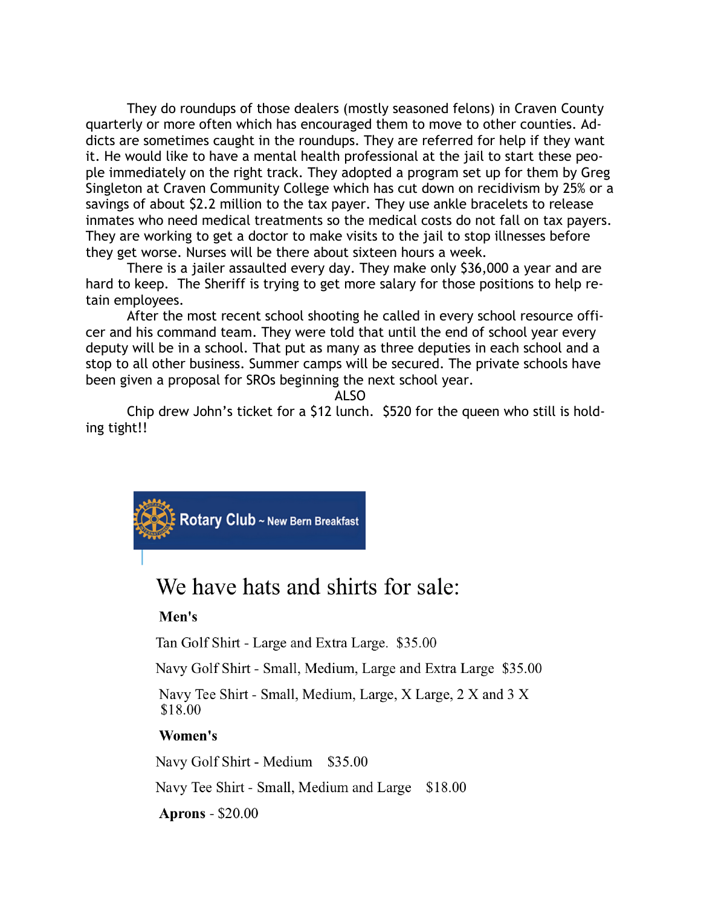They do roundups of those dealers (mostly seasoned felons) in Craven County quarterly or more often which has encouraged them to move to other counties. Addicts are sometimes caught in the roundups. They are referred for help if they want it. He would like to have a mental health professional at the jail to start these people immediately on the right track. They adopted a program set up for them by Greg Singleton at Craven Community College which has cut down on recidivism by 25% or a savings of about $2.2 million to the tax payer. They use ankle bracelets to release inmates who need medical treatments so the medical costs do not fall on tax payers. They are working to get a doctor to make visits to the jail to stop illnesses before they get worse. Nurses will be there about sixteen hours a week.

There is a jailer assaulted every day. They make only $36,000 a year and are hard to keep. The Sheriff is trying to get more salary for those positions to help retain employees.

After the most recent school shooting he called in every school resource officer and his command team. They were told that until the end of school year every deputy will be in a school. That put as many as three deputies in each school and a stop to all other business. Summer camps will be secured. The private schools have been given a proposal for SROs beginning the next school year.

ALSO

Chip drew John's ticket for a $12 lunch. $520 for the queen who still is holding tight!!

Rotary Club ~ New Bern Breakfast

# We have hats and shirts for sale:

**Men's**

Tan Golf Shirt - Large and Extra Large. $35.00

Navy Golf Shirt - Small, Medium, Large and Extra Large $35.00

Navy Tee Shirt - Small, Medium, Large, X Large, 2 X and 3 X $18.00

**Women's**

Navy Golf Shirt - Medium $35.00

Navy Tee Shirt - Small, Medium and Large $18.00

**Aprons** - $20.00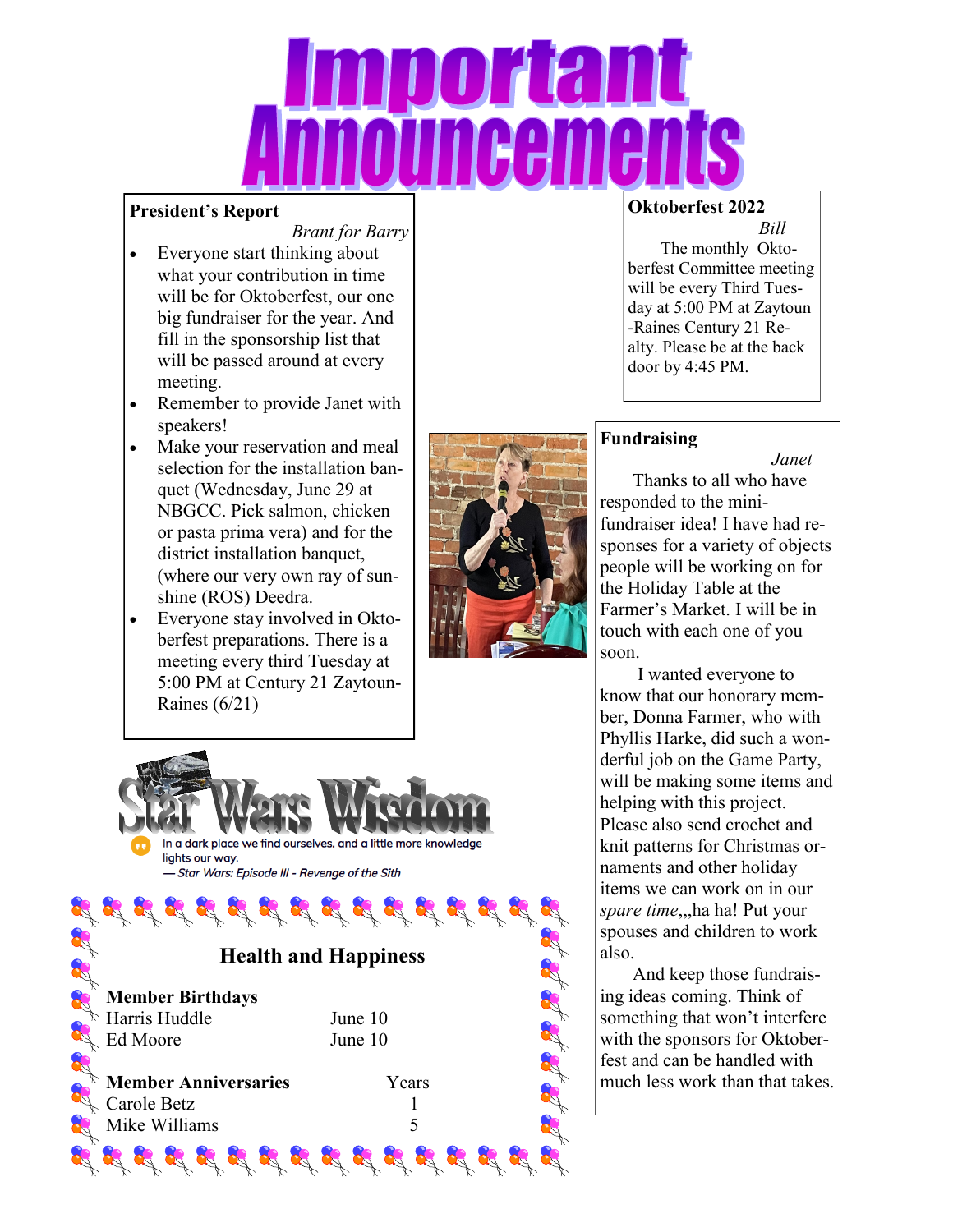# Important Announcements

## President's Report

*Brant for Barry*

- Everyone start thinking about what your contribution in time will be for Oktoberfest, our one big fundraiser for the year. And fill in the sponsorship list that will be passed around at every meeting.
- Remember to provide Janet with speakers!
- Make your reservation and meal selection for the installation banquet (Wednesday, June 29 at NBGCC. Pick salmon, chicken or pasta prima vera) and for the district installation banquet, (where our very own ray of sunshine (ROS) Deedra.
- Everyone stay involved in Oktoberfest preparations. There is a meeting every third Tuesday at 5:00 PM at Century 21 Zaytoun-Raines (6/21)

## Star Wars Wisdom

In a dark place we find ourselves, and a little more knowledge lights our way.

*— Star Wars: Episode III - Revenge of the Sith*

## Health and Happiness

**Member Birthdays**

| | |
|---|---|
| Harris Huddle | June 10 |
| Ed Moore | June 10 |

| **Member Anniversaries** | Years |
|---|---|
| Carole Betz | 1 |
| Mike Williams | 5 |

## Oktoberfest 2022

*Bill*

The monthly Oktoberfest Committee meeting will be every Third Tuesday at 5:00 PM at Zaytoun-Raines Century 21 Realty. Please be at the back door by 4:45 PM.

## Fundraising

*Janet*

Thanks to all who have responded to the mini-fundraiser idea! I have had responses for a variety of objects people will be working on for the Holiday Table at the Farmer's Market. I will be in touch with each one of you soon.

I wanted everyone to know that our honorary member, Donna Farmer, who with Phyllis Harke, did such a wonderful job on the Game Party, will be making some items and helping with this project. Please also send crochet and knit patterns for Christmas ornaments and other holiday items we can work on in our *spare time*,,,ha ha! Put your spouses and children to work also.

And keep those fundraising ideas coming. Think of something that won't interfere with the sponsors for Oktoberfest and can be handled with much less work than that takes.